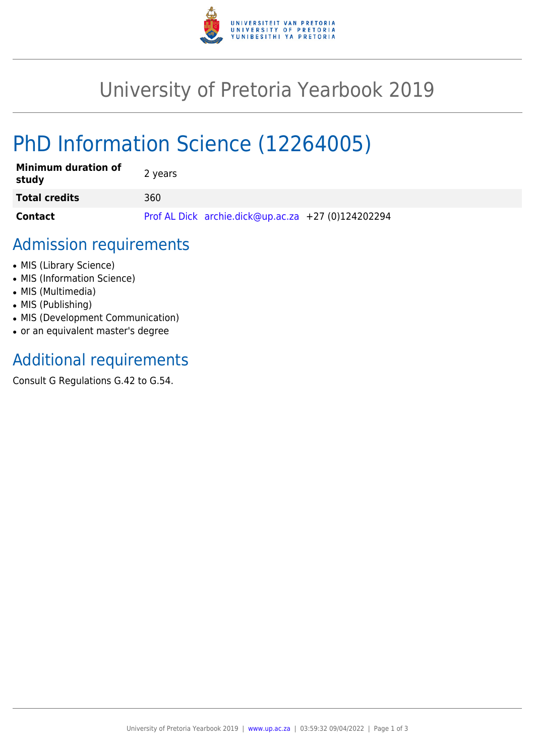# University of Pretoria Yearbook 2019

# PhD Information Science (12264005)

| **Minimum duration of study** | 2 years |
|---|---|
| **Total credits** | 360 |
| **Contact** | Prof AL Dick archie.dick@up.ac.za +27 (0)124202294 |

## Admission requirements

- MIS (Library Science)
- MIS (Information Science)
- MIS (Multimedia)
- MIS (Publishing)
- MIS (Development Communication)
- or an equivalent master's degree

## Additional requirements

Consult G Regulations G.42 to G.54.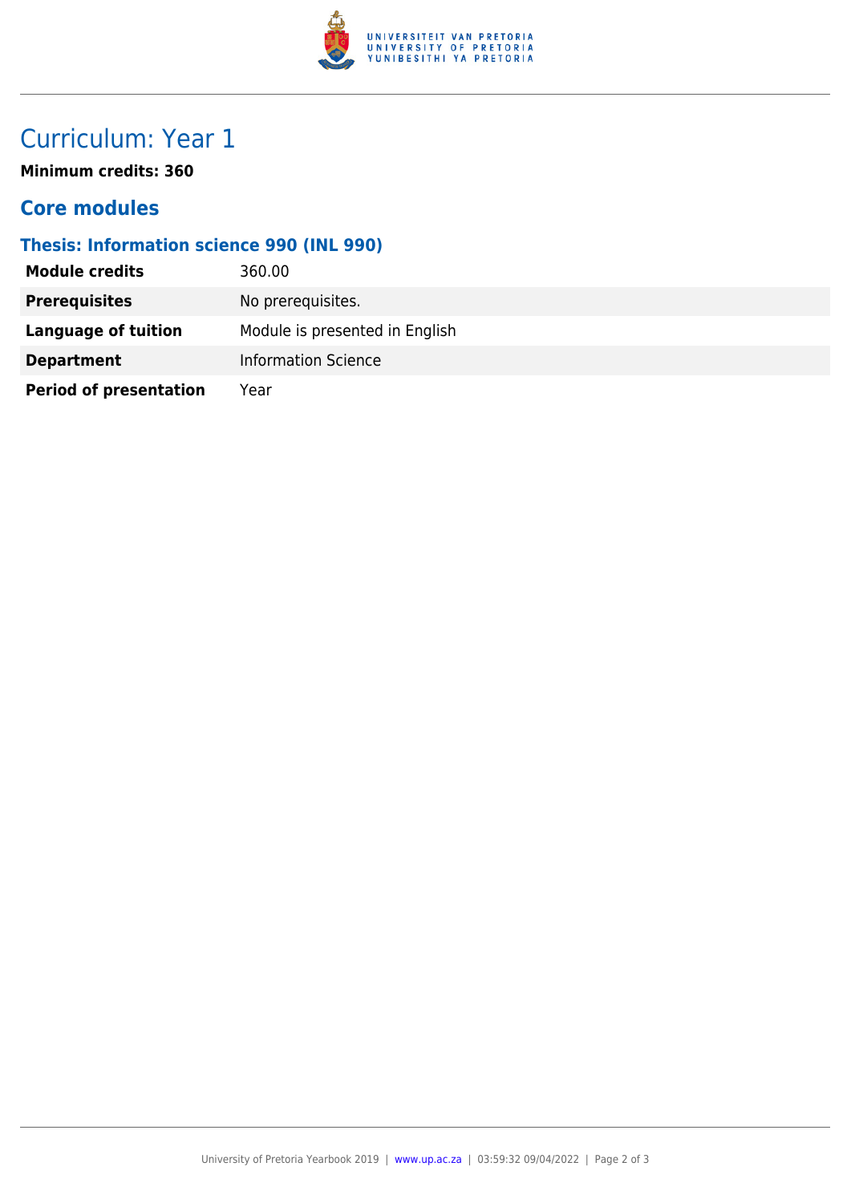# Curriculum: Year 1

**Minimum credits: 360**

## Core modules

### Thesis: Information science 990 (INL 990)

| | |
|---|---|
| **Module credits** | 360.00 |
| **Prerequisites** | No prerequisites. |
| **Language of tuition** | Module is presented in English |
| **Department** | Information Science |
| **Period of presentation** | Year |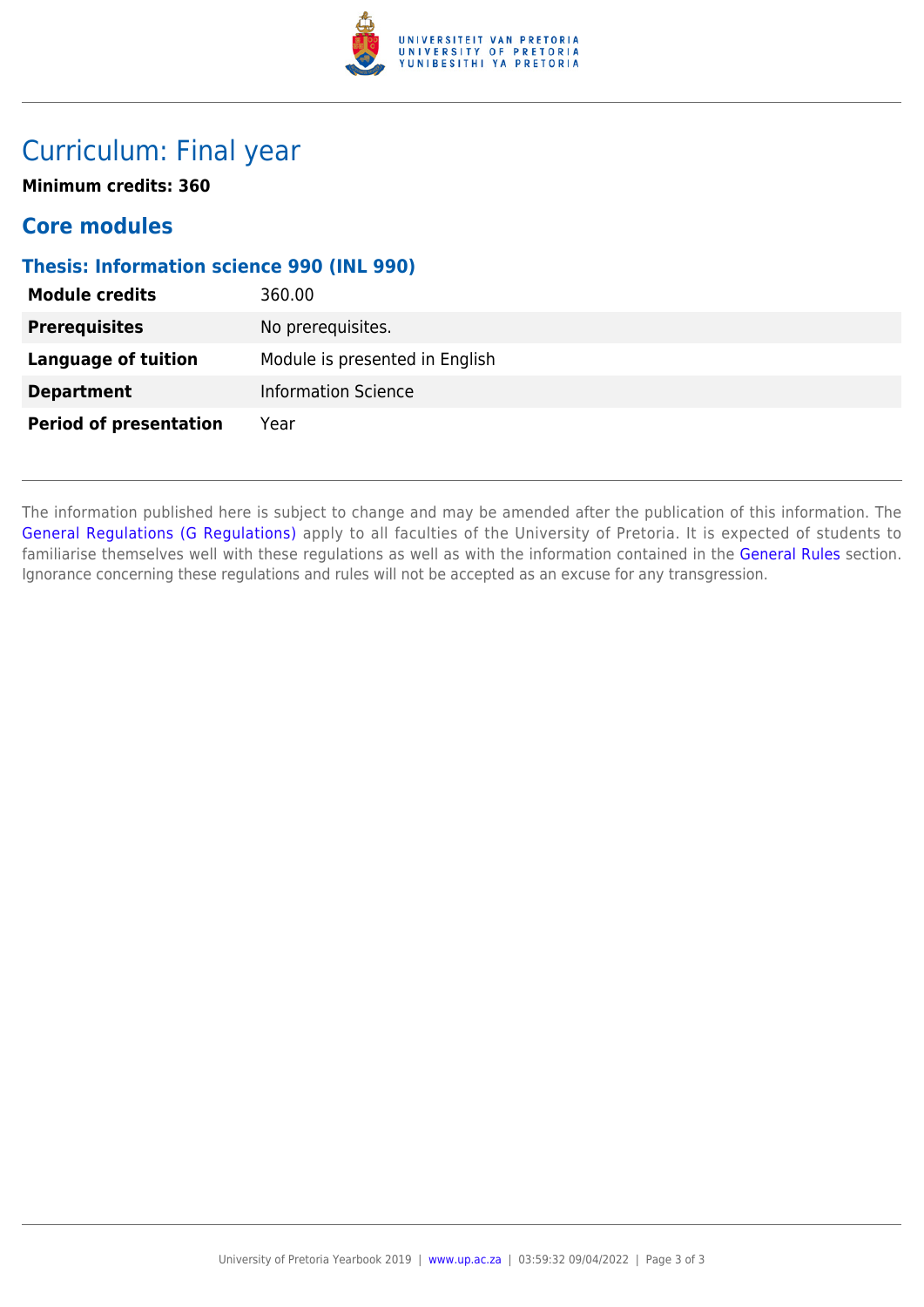# Curriculum: Final year

**Minimum credits: 360**

## Core modules

### Thesis: Information science 990 (INL 990)

| | |
|---|---|
| **Module credits** | 360.00 |
| **Prerequisites** | No prerequisites. |
| **Language of tuition** | Module is presented in English |
| **Department** | Information Science |
| **Period of presentation** | Year |

The information published here is subject to change and may be amended after the publication of this information. The General Regulations (G Regulations) apply to all faculties of the University of Pretoria. It is expected of students to familiarise themselves well with these regulations as well as with the information contained in the General Rules section. Ignorance concerning these regulations and rules will not be accepted as an excuse for any transgression.